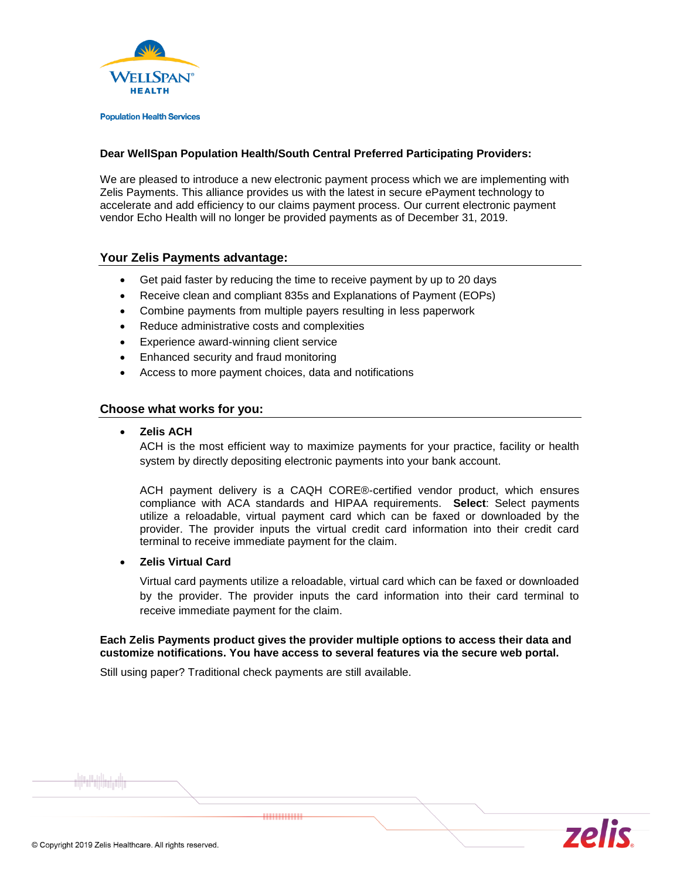WellSpan Health

Population Health Services

**Dear WellSpan Population Health/South Central Preferred Participating Providers:**

We are pleased to introduce a new electronic payment process which we are implementing with Zelis Payments. This alliance provides us with the latest in secure ePayment technology to accelerate and add efficiency to our claims payment process. Our current electronic payment vendor Echo Health will no longer be provided payments as of December 31, 2019.

## Your Zelis Payments advantage:

- Get paid faster by reducing the time to receive payment by up to 20 days
- Receive clean and compliant 835s and Explanations of Payment (EOPs)
- Combine payments from multiple payers resulting in less paperwork
- Reduce administrative costs and complexities
- Experience award-winning client service
- Enhanced security and fraud monitoring
- Access to more payment choices, data and notifications

## Choose what works for you:

- **Zelis ACH**
  ACH is the most efficient way to maximize payments for your practice, facility or health system by directly depositing electronic payments into your bank account.

  ACH payment delivery is a CAQH CORE®-certified vendor product, which ensures compliance with ACA standards and HIPAA requirements. **Select**: Select payments utilize a reloadable, virtual payment card which can be faxed or downloaded by the provider. The provider inputs the virtual credit card information into their credit card terminal to receive immediate payment for the claim.

- **Zelis Virtual Card**

  Virtual card payments utilize a reloadable, virtual card which can be faxed or downloaded by the provider. The provider inputs the card information into their card terminal to receive immediate payment for the claim.

**Each Zelis Payments product gives the provider multiple options to access their data and customize notifications. You have access to several features via the secure web portal.**

Still using paper? Traditional check payments are still available.

© Copyright 2019 Zelis Healthcare. All rights reserved.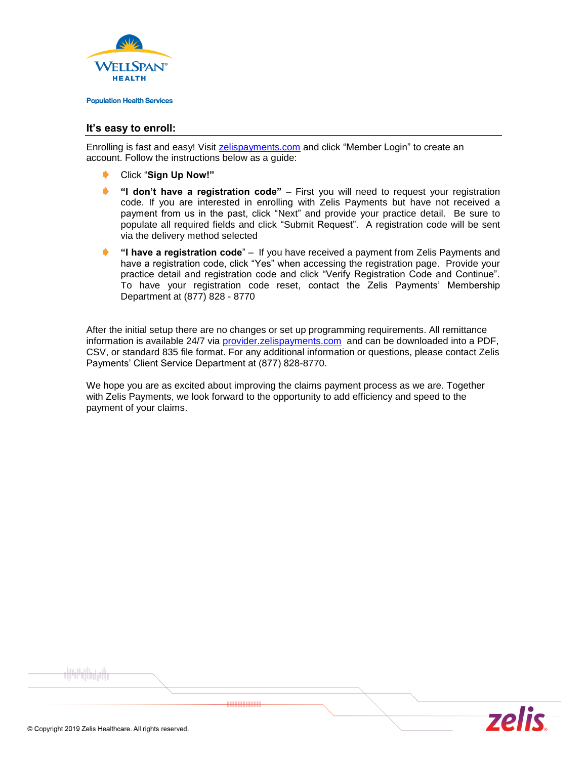WellSpan Health

Population Health Services

## It's easy to enroll:

Enrolling is fast and easy! Visit zelispayments.com and click "Member Login" to create an account. Follow the instructions below as a guide:

- Click "**Sign Up Now!"**
- **"I don't have a registration code"** – First you will need to request your registration code. If you are interested in enrolling with Zelis Payments but have not received a payment from us in the past, click "Next" and provide your practice detail. Be sure to populate all required fields and click "Submit Request". A registration code will be sent via the delivery method selected
- **"I have a registration code"** – If you have received a payment from Zelis Payments and have a registration code, click "Yes" when accessing the registration page. Provide your practice detail and registration code and click "Verify Registration Code and Continue". To have your registration code reset, contact the Zelis Payments' Membership Department at (877) 828 - 8770

After the initial setup there are no changes or set up programming requirements. All remittance information is available 24/7 via provider.zelispayments.com and can be downloaded into a PDF, CSV, or standard 835 file format. For any additional information or questions, please contact Zelis Payments' Client Service Department at (877) 828-8770.

We hope you are as excited about improving the claims payment process as we are. Together with Zelis Payments, we look forward to the opportunity to add efficiency and speed to the payment of your claims.

© Copyright 2019 Zelis Healthcare. All rights reserved.

zelis